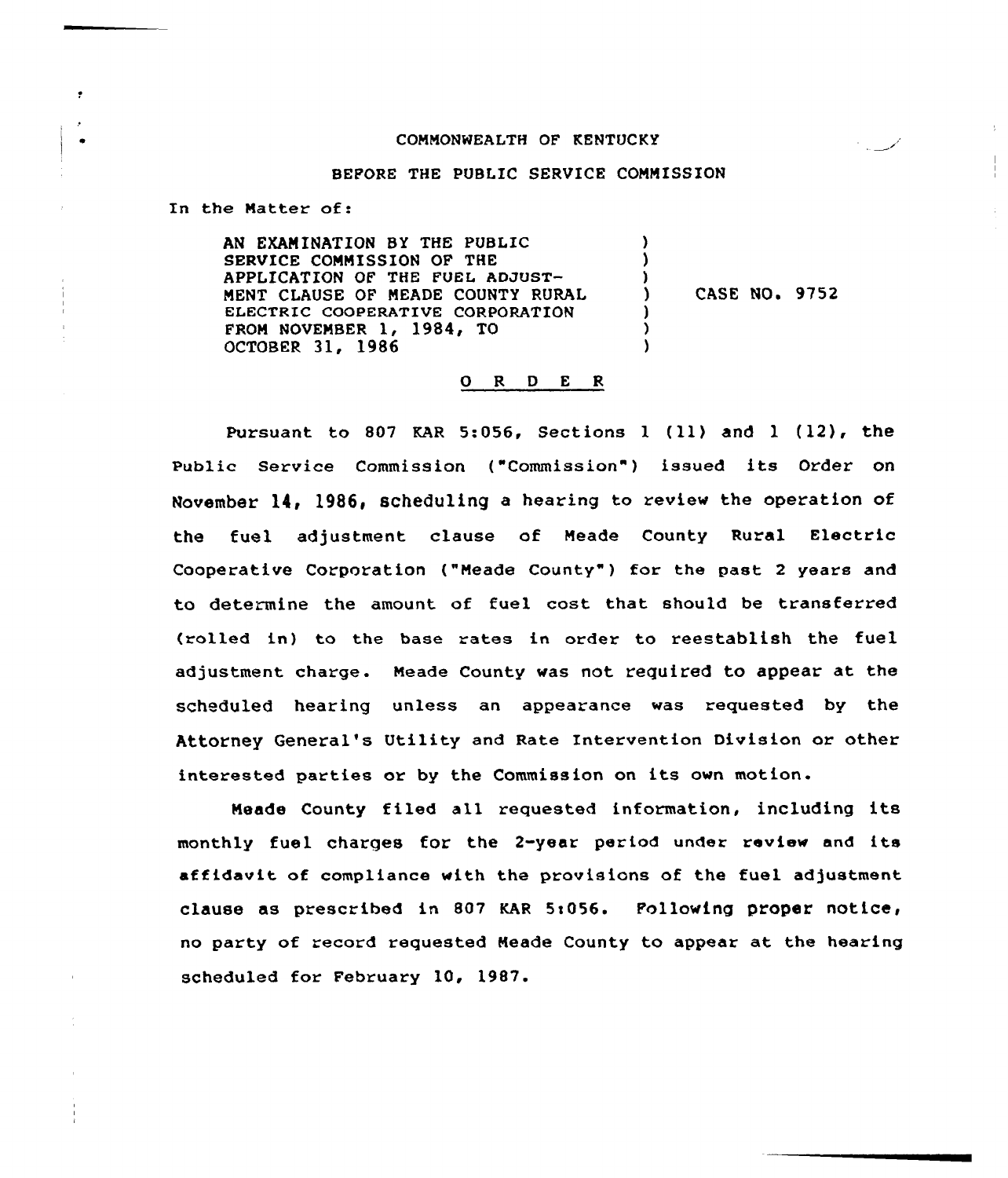COMMONWEALTH OF KENTUCKY

BEFORE THE PUBLIC SERVICE COMMISSION

In the Matter of:

| | | |
|---|---|---|
| AN EXAMINATION BY THE PUBLIC SERVICE COMMISSION OF THE APPLICATION OF THE FUEL ADJUSTMENT CLAUSE OF MEADE COUNTY RURAL ELECTRIC COOPERATIVE CORPORATION FROM NOVEMBER 1, 1984, TO OCTOBER 31, 1986 | ) | CASE NO. 9752 |

## O R D E R

Pursuant to 807 KAR 5:056, Sections 1 (11) and 1 (12), the Public Service Commission ("Commission") issued its Order on November 14, 1986, scheduling a hearing to review the operation of the fuel adjustment clause of Meade County Rural Electric Cooperative Corporation ("Meade County") for the past 2 years and to determine the amount of fuel cost that should be transferred (rolled in) to the base rates in order to reestablish the fuel adjustment charge. Meade County was not required to appear at the scheduled hearing unless an appearance was requested by the Attorney General's Utility and Rate Intervention Division or other interested parties or by the Commission on its own motion.

Meade County filed all requested information, including its monthly fuel charges for the 2-year period under review and its affidavit of compliance with the provisions of the fuel adjustment clause as prescribed in 807 KAR 5:056. Following proper notice, no party of record requested Meade County to appear at the hearing scheduled for February 10, 1987.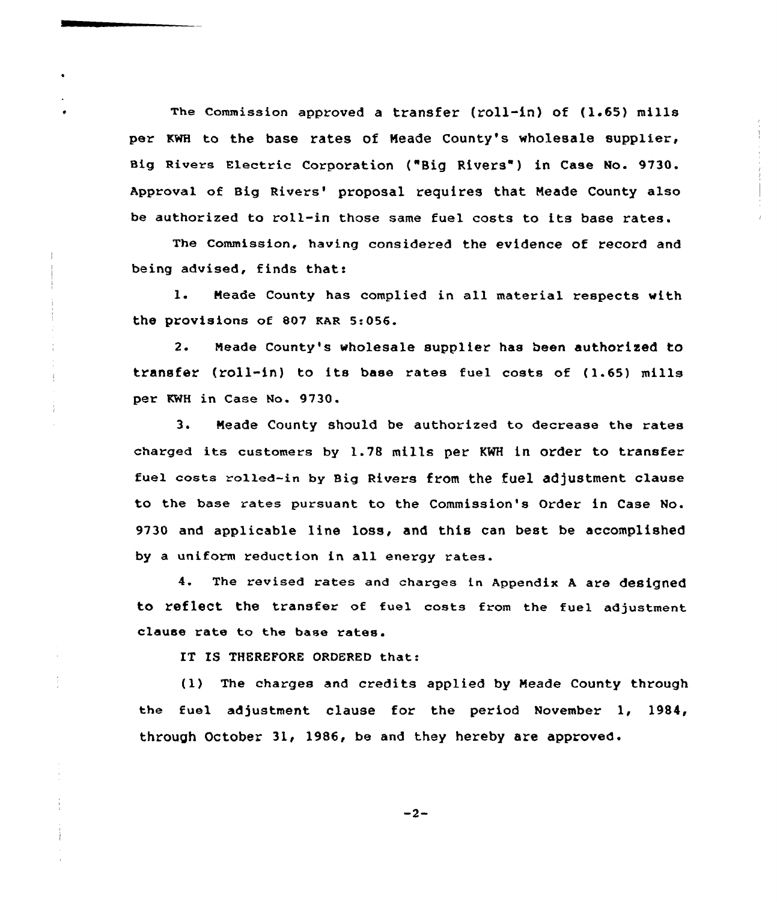The Commission approved a transfer (roll-in) of (1.65) mills per KWH to the base rates of Meade County's wholesale supplier, Big Rivers Electric Corporation ("Big Rivers") in Case No. 9730. Approval of Big Rivers' proposal requires that Meade County also be authorized to roll-in those same fuel costs to its base rates.

The Commission, having considered the evidence of record and being advised, finds that:

1. Meade County has complied in all material respects with the provisions of 807 KAR 5:056.

2. Meade County's wholesale supplier has been authorized to transfer (roll-in) to its base rates fuel costs of (1.65) mills per KWH in Case No. 9730.

3. Meade County should be authorized to decrease the rates charged its customers by 1.78 mills per KWH in order to transfer fuel costs rolled-in by Big Rivers from the fuel adjustment clause to the base rates pursuant to the Commission's Order in Case No. 9730 and applicable line loss, and this can best be accomplished by a uniform reduction in all energy rates.

4. The revised rates and charges in Appendix A are designed to reflect the transfer of fuel costs from the fuel adjustment clause rate to the base rates.

IT IS THEREFORE ORDERED that:

(1) The charges and credits applied by Meade County through the fuel adjustment clause for the period November 1, 1984, through October 31, 1986, be and they hereby are approved.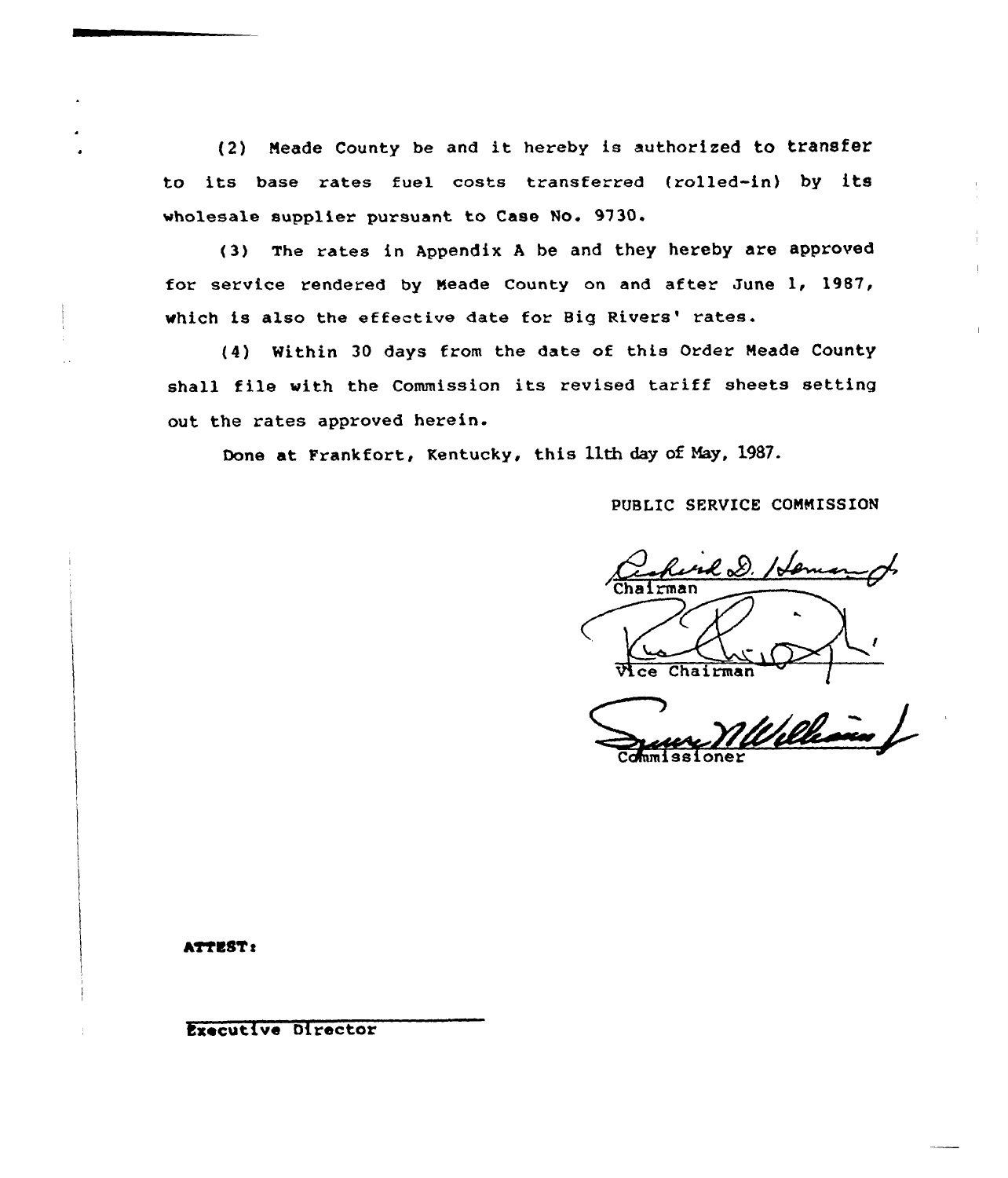(2) Meade County be and it hereby is authorized to transfer to its base rates fuel costs transferred (rolled-in) by its wholesale supplier pursuant to Case No. 9730.

(3) The rates in Appendix A be and they hereby are approved for service rendered by Meade County on and after June 1, 1987, which is also the effective date for Big Rivers' rates.

(4) Within 30 days from the date of this Order Meade County shall file with the Commission its revised tariff sheets setting out the rates approved herein.

Done at Frankfort, Kentucky, this 11th day of May, 1987.

PUBLIC SERVICE COMMISSION

Chairman

Vice Chairman

Commissioner

ATTEST:

Executive Director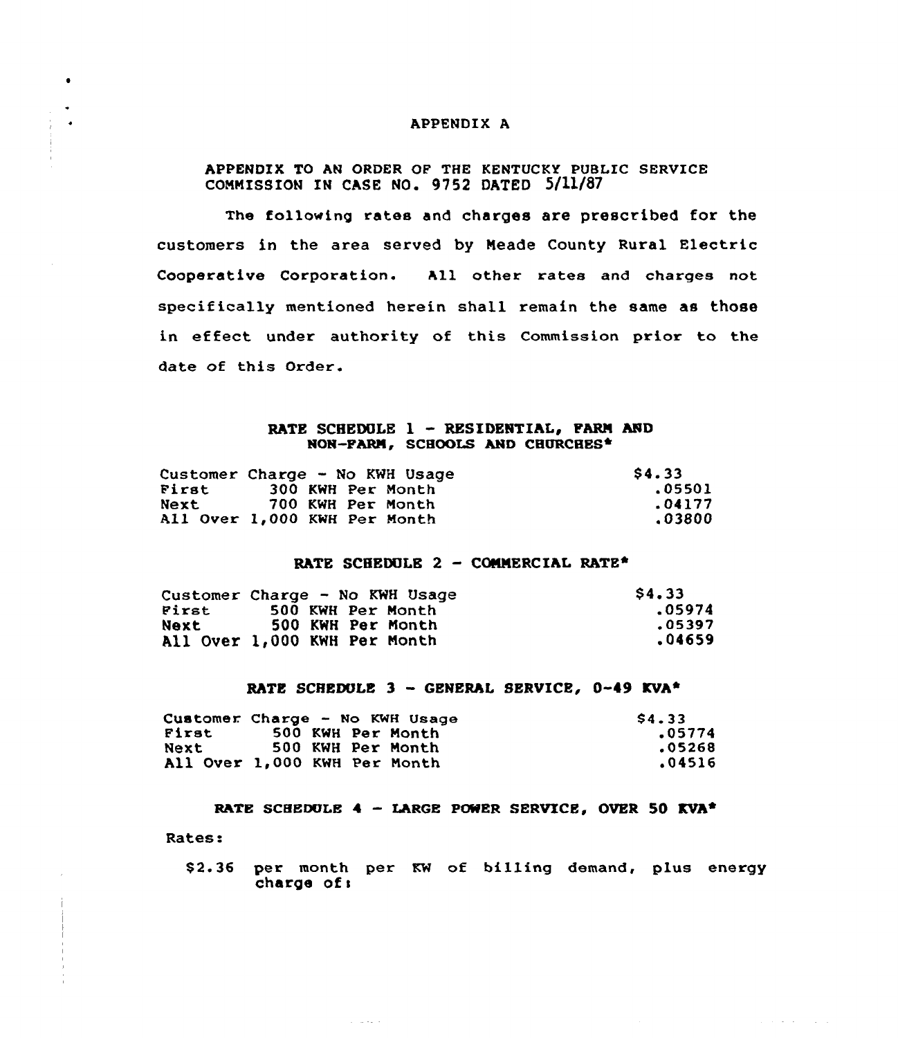# APPENDIX A

APPENDIX TO AN ORDER OF THE KENTUCKY PUBLIC SERVICE COMMISSION IN CASE NO. 9752 DATED 5/11/87

The following rates and charges are prescribed for the customers in the area served by Meade County Rural Electric Cooperative Corporation. All other rates and charges not specifically mentioned herein shall remain the same as those in effect under authority of this Commission prior to the date of this Order.

## RATE SCHEDULE 1 - RESIDENTIAL, FARM AND NON-FARM, SCHOOLS AND CHURCHES*

| | |
|---|---|
| Customer Charge - No KWH Usage | $4.33 |
| First 300 KWH Per Month | .05501 |
| Next 700 KWH Per Month | .04177 |
| All Over 1,000 KWH Per Month | .03800 |

## RATE SCHEDULE 2 - COMMERCIAL RATE*

| | |
|---|---|
| Customer Charge - No KWH Usage | $4.33 |
| First 500 KWH Per Month | .05974 |
| Next 500 KWH Per Month | .05397 |
| All Over 1,000 KWH Per Month | .04659 |

## RATE SCHEDULE 3 - GENERAL SERVICE, 0-49 KVA*

| | |
|---|---|
| Customer Charge - No KWH Usage | $4.33 |
| First 500 KWH Per Month | .05774 |
| Next 500 KWH Per Month | .05268 |
| All Over 1,000 KWH Per Month | .04516 |

## RATE SCHEDULE 4 - LARGE POWER SERVICE, OVER 50 KVA*

Rates:

$2.36 per month per KW of billing demand, plus energy charge of: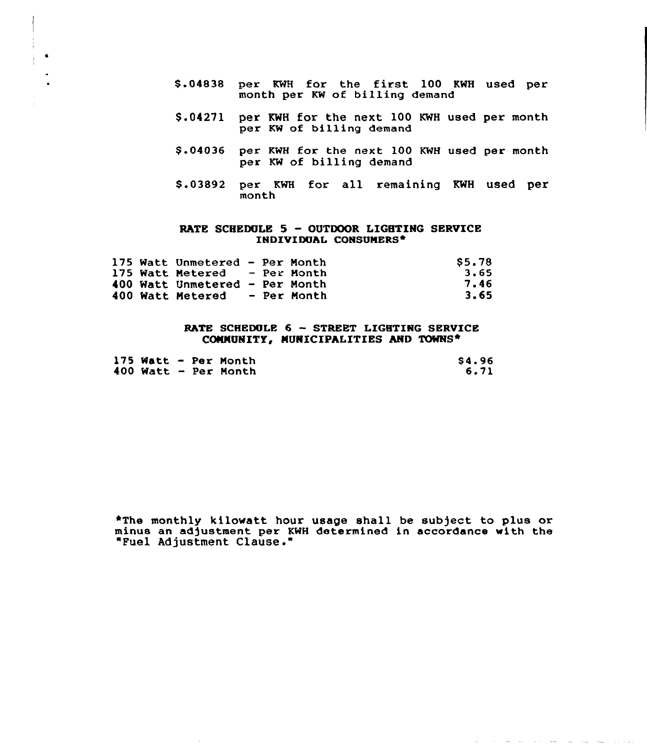$.04838 per KWH for the first 100 KWH used per month per KW of billing demand

$.04271 per KWH for the next 100 KWH used per month per KW of billing demand

$.04036 per KWH for the next 100 KWH used per month per KW of billing demand

$.03892 per KWH for all remaining KWH used per month

## RATE SCHEDULE 5 – OUTDOOR LIGHTING SERVICE INDIVIDUAL CONSUMERS*

| | |
|---|---|
| 175 Watt Unmetered – Per Month | $5.78 |
| 175 Watt Metered – Per Month | 3.65 |
| 400 Watt Unmetered – Per Month | 7.46 |
| 400 Watt Metered – Per Month | 3.65 |

## RATE SCHEDULE 6 – STREET LIGHTING SERVICE COMMUNITY, MUNICIPALITIES AND TOWNS*

| | |
|---|---|
| 175 Watt – Per Month | $4.96 |
| 400 Watt – Per Month | 6.71 |

*The monthly kilowatt hour usage shall be subject to plus or minus an adjustment per KWH determined in accordance with the "Fuel Adjustment Clause."